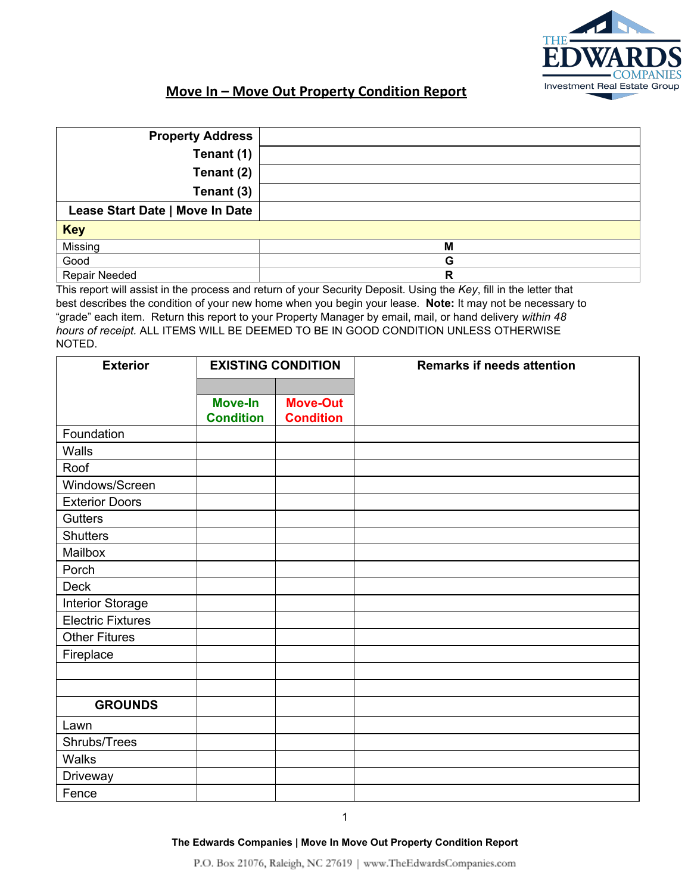THE EDWARDS COMPANIES
Investment Real Estate Group

# Move In – Move Out Property Condition Report

| | |
|---|---|
| **Property Address** | |
| **Tenant (1)** | |
| **Tenant (2)** | |
| **Tenant (3)** | |
| **Lease Start Date \| Move In Date** | |
| **Key** | |
| Missing | **M** |
| Good | **G** |
| Repair Needed | **R** |

This report will assist in the process and return of your Security Deposit. Using the *Key*, fill in the letter that best describes the condition of your new home when you begin your lease. **Note:** It may not be necessary to "grade" each item. Return this report to your Property Manager by email, mail, or hand delivery *within 48 hours of receipt.* ALL ITEMS WILL BE DEEMED TO BE IN GOOD CONDITION UNLESS OTHERWISE NOTED.

| **Exterior** | **EXISTING CONDITION** | | **Remarks if needs attention** |
|---|---|---|---|
| | **Move-In Condition** | **Move-Out Condition** | |
| Foundation | | | |
| Walls | | | |
| Roof | | | |
| Windows/Screen | | | |
| Exterior Doors | | | |
| Gutters | | | |
| Shutters | | | |
| Mailbox | | | |
| Porch | | | |
| Deck | | | |
| Interior Storage | | | |
| Electric Fixtures | | | |
| Other Fitures | | | |
| Fireplace | | | |
| | | | |
| | | | |
| **GROUNDS** | | | |
| Lawn | | | |
| Shrubs/Trees | | | |
| Walks | | | |
| Driveway | | | |
| Fence | | | |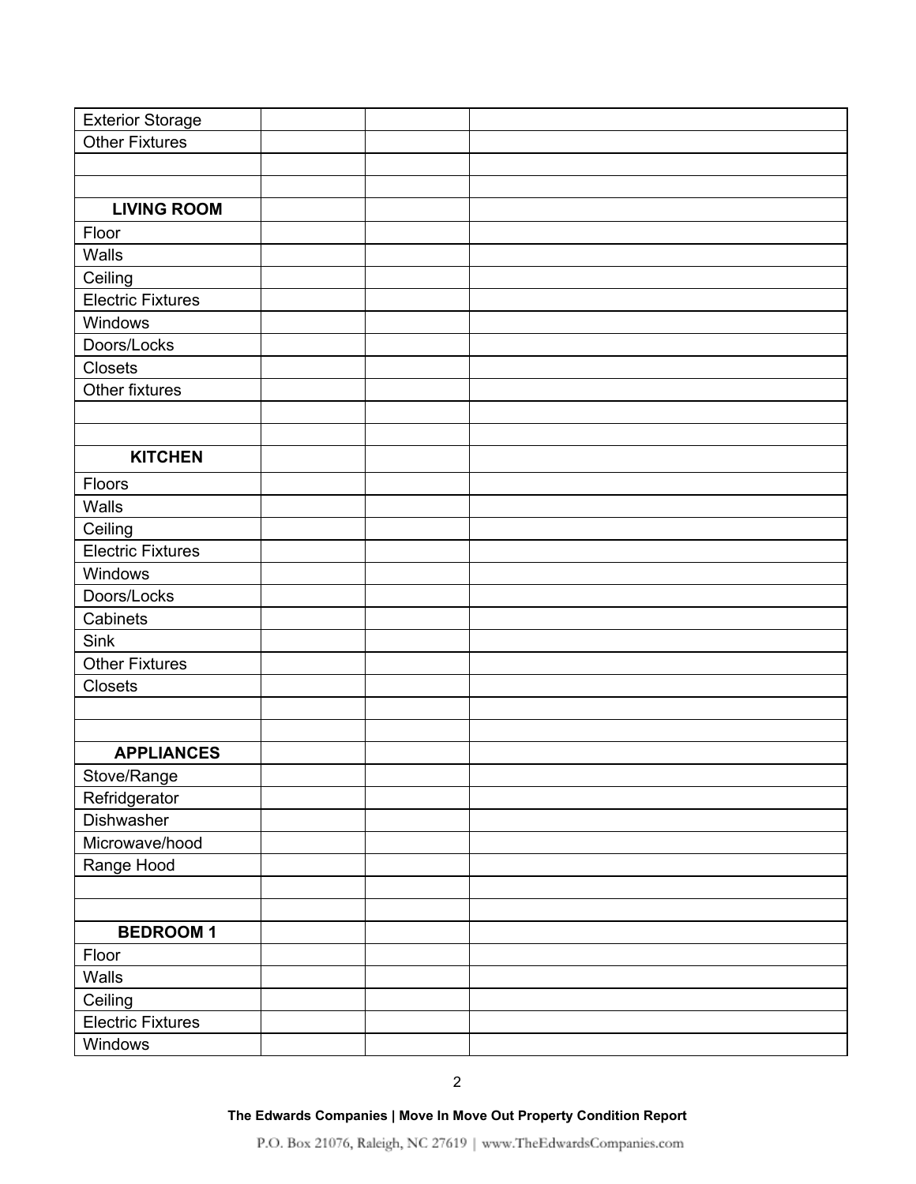| | | | |
|---|---|---|---|
| Exterior Storage | | | |
| Other Fixtures | | | |
| | | | |
| | | | |
| **LIVING ROOM** | | | |
| Floor | | | |
| Walls | | | |
| Ceiling | | | |
| Electric Fixtures | | | |
| Windows | | | |
| Doors/Locks | | | |
| Closets | | | |
| Other fixtures | | | |
| | | | |
| | | | |
| **KITCHEN** | | | |
| Floors | | | |
| Walls | | | |
| Ceiling | | | |
| Electric Fixtures | | | |
| Windows | | | |
| Doors/Locks | | | |
| Cabinets | | | |
| Sink | | | |
| Other Fixtures | | | |
| Closets | | | |
| | | | |
| | | | |
| **APPLIANCES** | | | |
| Stove/Range | | | |
| Refridgerator | | | |
| Dishwasher | | | |
| Microwave/hood | | | |
| Range Hood | | | |
| | | | |
| | | | |
| **BEDROOM 1** | | | |
| Floor | | | |
| Walls | | | |
| Ceiling | | | |
| Electric Fixtures | | | |
| Windows | | | |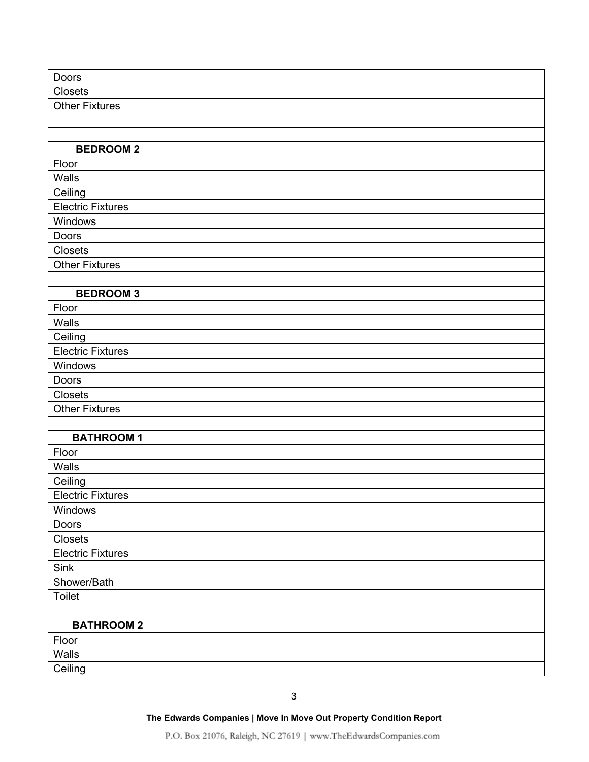| | | | |
|---|---|---|---|
| Doors | | | |
| Closets | | | |
| Other Fixtures | | | |
| | | | |
| | | | |
| **BEDROOM 2** | | | |
| Floor | | | |
| Walls | | | |
| Ceiling | | | |
| Electric Fixtures | | | |
| Windows | | | |
| Doors | | | |
| Closets | | | |
| Other Fixtures | | | |
| | | | |
| **BEDROOM 3** | | | |
| Floor | | | |
| Walls | | | |
| Ceiling | | | |
| Electric Fixtures | | | |
| Windows | | | |
| Doors | | | |
| Closets | | | |
| Other Fixtures | | | |
| | | | |
| **BATHROOM 1** | | | |
| Floor | | | |
| Walls | | | |
| Ceiling | | | |
| Electric Fixtures | | | |
| Windows | | | |
| Doors | | | |
| Closets | | | |
| Electric Fixtures | | | |
| Sink | | | |
| Shower/Bath | | | |
| Toilet | | | |
| | | | |
| **BATHROOM 2** | | | |
| Floor | | | |
| Walls | | | |
| Ceiling | | | |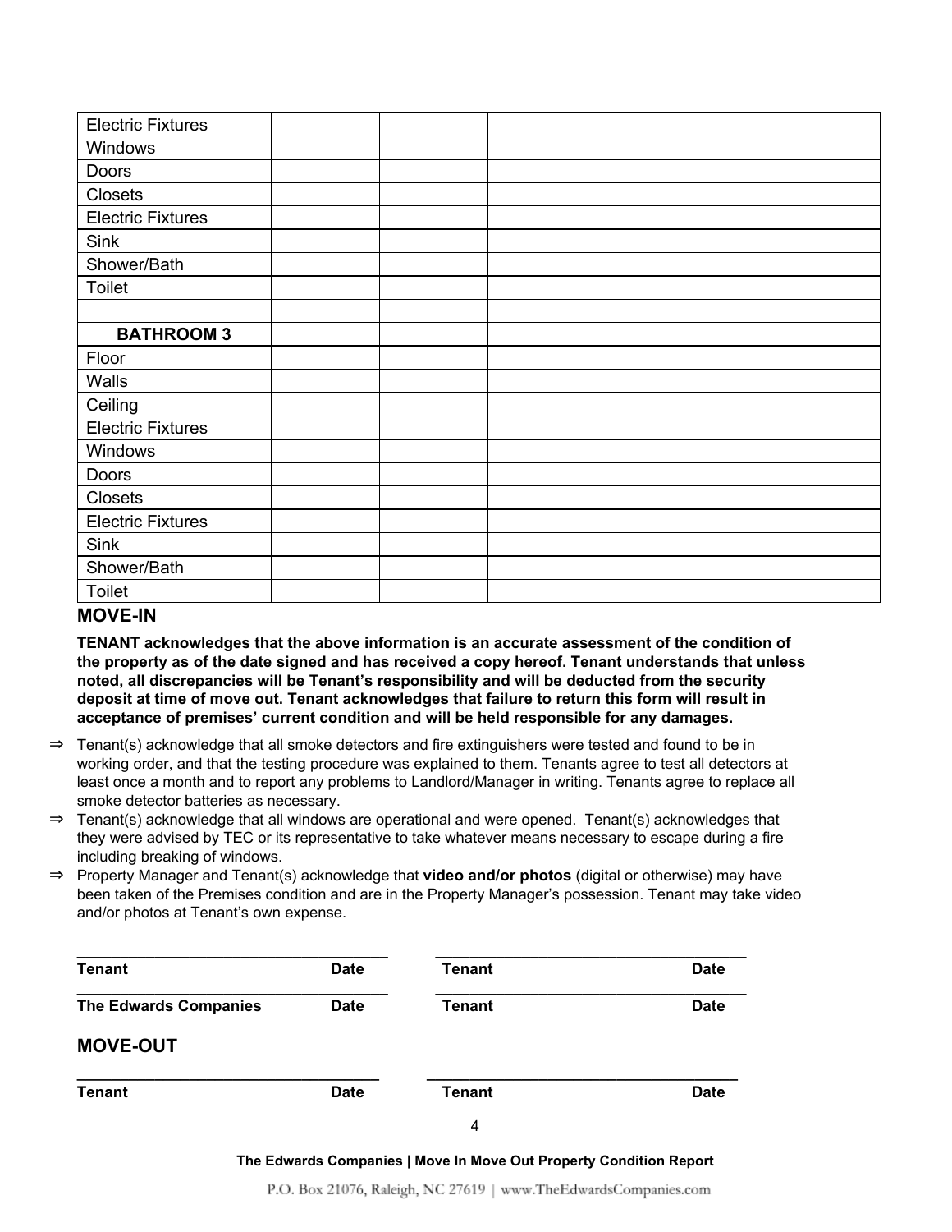| | | | |
|---|---|---|---|
| Electric Fixtures | | | |
| Windows | | | |
| Doors | | | |
| Closets | | | |
| Electric Fixtures | | | |
| Sink | | | |
| Shower/Bath | | | |
| Toilet | | | |
| | | | |
| **BATHROOM 3** | | | |
| Floor | | | |
| Walls | | | |
| Ceiling | | | |
| Electric Fixtures | | | |
| Windows | | | |
| Doors | | | |
| Closets | | | |
| Electric Fixtures | | | |
| Sink | | | |
| Shower/Bath | | | |
| Toilet | | | |

## MOVE-IN

**TENANT acknowledges that the above information is an accurate assessment of the condition of the property as of the date signed and has received a copy hereof. Tenant understands that unless noted, all discrepancies will be Tenant's responsibility and will be deducted from the security deposit at time of move out. Tenant acknowledges that failure to return this form will result in acceptance of premises' current condition and will be held responsible for any damages.**

⇒ Tenant(s) acknowledge that all smoke detectors and fire extinguishers were tested and found to be in working order, and that the testing procedure was explained to them. Tenants agree to test all detectors at least once a month and to report any problems to Landlord/Manager in writing. Tenants agree to replace all smoke detector batteries as necessary.

⇒ Tenant(s) acknowledge that all windows are operational and were opened. Tenant(s) acknowledges that they were advised by TEC or its representative to take whatever means necessary to escape during a fire including breaking of windows.

⇒ Property Manager and Tenant(s) acknowledge that **video and/or photos** (digital or otherwise) may have been taken of the Premises condition and are in the Property Manager's possession. Tenant may take video and/or photos at Tenant's own expense.

\_\_\_\_\_\_\_\_\_\_\_\_\_\_\_\_\_\_\_\_\_\_\_\_\_\_\_\_\_\_\_\_\_\_\_\_ \_\_\_\_\_\_\_\_\_\_\_\_\_\_\_\_\_\_\_\_\_\_\_\_\_\_\_\_\_\_\_\_\_\_\_\_
**Tenant** **Date** **Tenant** **Date**

\_\_\_\_\_\_\_\_\_\_\_\_\_\_\_\_\_\_\_\_\_\_\_\_\_\_\_\_\_\_\_\_\_\_\_\_ \_\_\_\_\_\_\_\_\_\_\_\_\_\_\_\_\_\_\_\_\_\_\_\_\_\_\_\_\_\_\_\_\_\_\_\_
**The Edwards Companies** **Date** **Tenant** **Date**

## MOVE-OUT

\_\_\_\_\_\_\_\_\_\_\_\_\_\_\_\_\_\_\_\_\_\_\_\_\_\_\_\_\_\_\_\_\_\_\_\_ \_\_\_\_\_\_\_\_\_\_\_\_\_\_\_\_\_\_\_\_\_\_\_\_\_\_\_\_\_\_\_\_\_\_\_\_
**Tenant** **Date** **Tenant** **Date**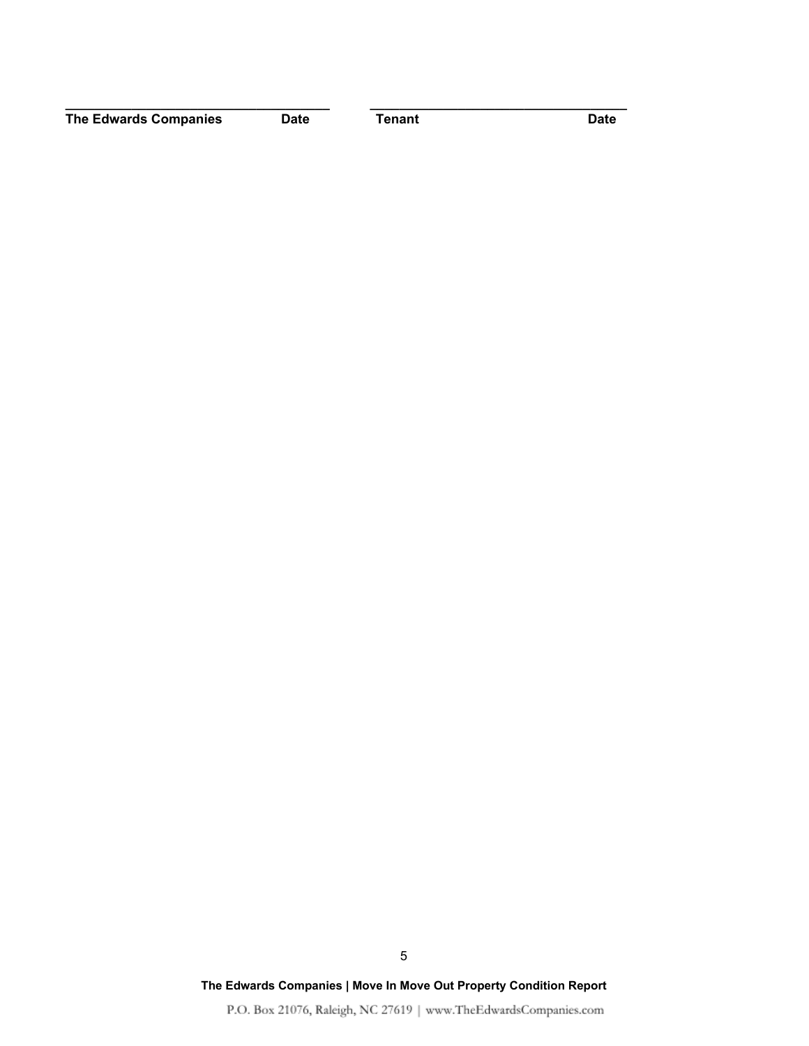| ___________________________________ | | ___________________________________ | |
|---|---|---|---|
| **The Edwards Companies** | **Date** | **Tenant** | **Date** |